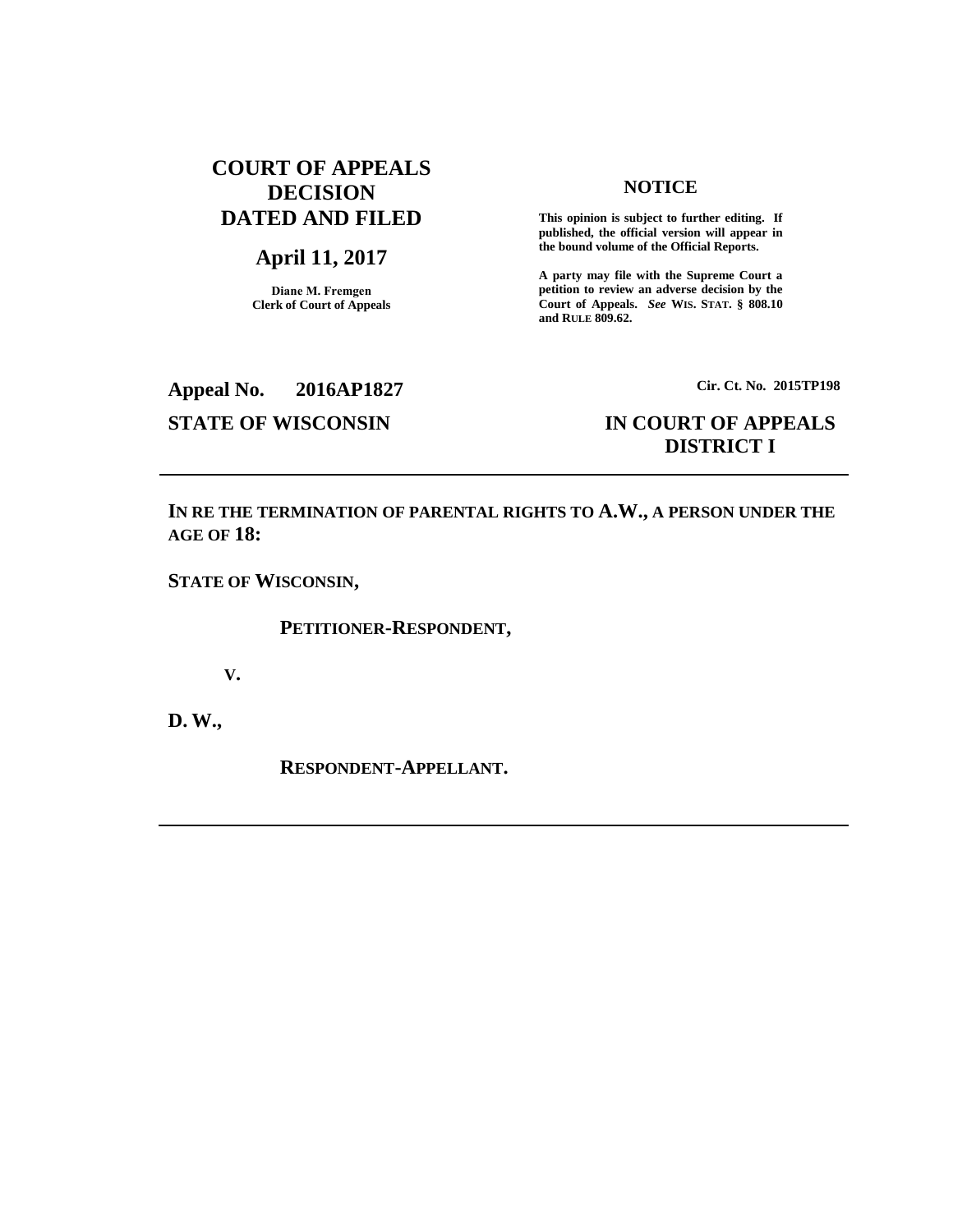**COURT OF APPEALS DECISION DATED AND FILED**

**April 11, 2017**

**Diane M. Fremgen**
**Clerk of Court of Appeals**

**NOTICE**

**This opinion is subject to further editing. If published, the official version will appear in the bound volume of the Official Reports.**

**A party may file with the Supreme Court a petition to review an adverse decision by the Court of Appeals.** ***See*** **WIS. STAT. § 808.10 and RULE 809.62.**

**Appeal No. 2016AP1827**

**Cir. Ct. No. 2015TP198**

**STATE OF WISCONSIN**

**IN COURT OF APPEALS DISTRICT I**

---

**IN RE THE TERMINATION OF PARENTAL RIGHTS TO A.W., A PERSON UNDER THE AGE OF 18:**

**STATE OF WISCONSIN,**

**PETITIONER-RESPONDENT,**

**V.**

**D. W.,**

**RESPONDENT-APPELLANT.**

---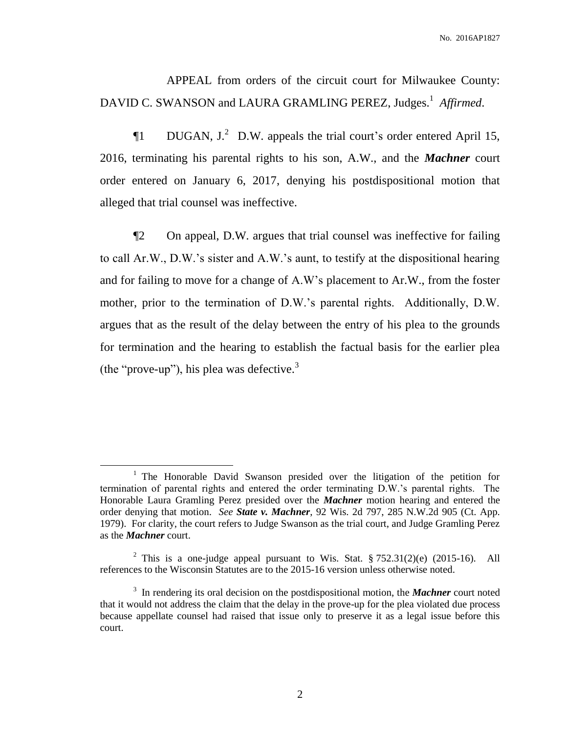APPEAL from orders of the circuit court for Milwaukee County: DAVID C. SWANSON and LAURA GRAMLING PEREZ, Judges.[1] *Affirmed*.

¶1 DUGAN, J.[2] D.W. appeals the trial court's order entered April 15, 2016, terminating his parental rights to his son, A.W., and the ***Machner*** court order entered on January 6, 2017, denying his postdispositional motion that alleged that trial counsel was ineffective.

¶2 On appeal, D.W. argues that trial counsel was ineffective for failing to call Ar.W., D.W.'s sister and A.W.'s aunt, to testify at the dispositional hearing and for failing to move for a change of A.W's placement to Ar.W., from the foster mother, prior to the termination of D.W.'s parental rights. Additionally, D.W. argues that as the result of the delay between the entry of his plea to the grounds for termination and the hearing to establish the factual basis for the earlier plea (the "prove-up"), his plea was defective.[3]

---

[1] The Honorable David Swanson presided over the litigation of the petition for termination of parental rights and entered the order terminating D.W.'s parental rights. The Honorable Laura Gramling Perez presided over the ***Machner*** motion hearing and entered the order denying that motion. *See* ***State v. Machner***, 92 Wis. 2d 797, 285 N.W.2d 905 (Ct. App. 1979). For clarity, the court refers to Judge Swanson as the trial court, and Judge Gramling Perez as the ***Machner*** court.

[2] This is a one-judge appeal pursuant to Wis. Stat. § 752.31(2)(e) (2015-16). All references to the Wisconsin Statutes are to the 2015-16 version unless otherwise noted.

[3] In rendering its oral decision on the postdispositional motion, the ***Machner*** court noted that it would not address the claim that the delay in the prove-up for the plea violated due process because appellate counsel had raised that issue only to preserve it as a legal issue before this court.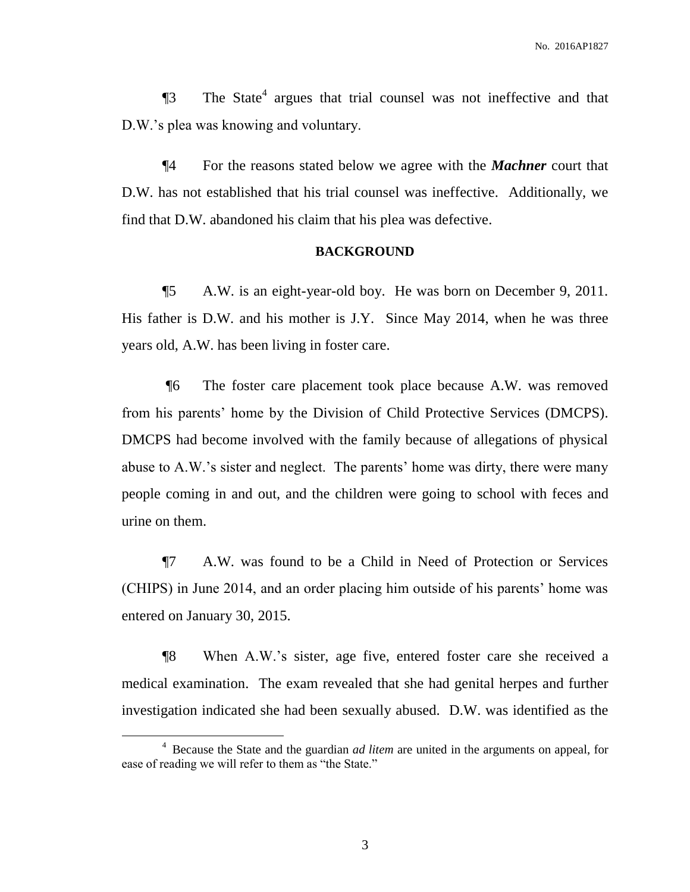¶3 The State[4] argues that trial counsel was not ineffective and that D.W.'s plea was knowing and voluntary.

¶4 For the reasons stated below we agree with the ***Machner*** court that D.W. has not established that his trial counsel was ineffective. Additionally, we find that D.W. abandoned his claim that his plea was defective.

**BACKGROUND**

¶5 A.W. is an eight-year-old boy. He was born on December 9, 2011. His father is D.W. and his mother is J.Y. Since May 2014, when he was three years old, A.W. has been living in foster care.

¶6 The foster care placement took place because A.W. was removed from his parents' home by the Division of Child Protective Services (DMCPS). DMCPS had become involved with the family because of allegations of physical abuse to A.W.'s sister and neglect. The parents' home was dirty, there were many people coming in and out, and the children were going to school with feces and urine on them.

¶7 A.W. was found to be a Child in Need of Protection or Services (CHIPS) in June 2014, and an order placing him outside of his parents' home was entered on January 30, 2015.

¶8 When A.W.'s sister, age five, entered foster care she received a medical examination. The exam revealed that she had genital herpes and further investigation indicated she had been sexually abused. D.W. was identified as the

[4] Because the State and the guardian *ad litem* are united in the arguments on appeal, for ease of reading we will refer to them as "the State."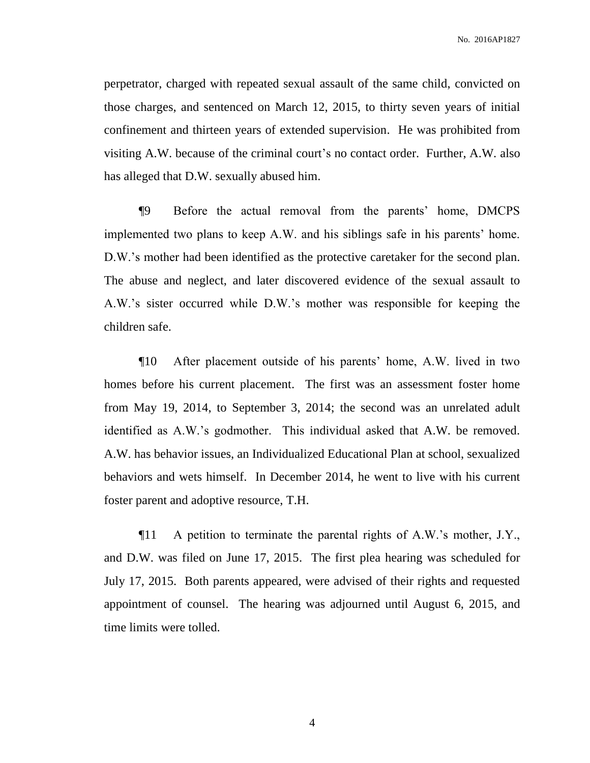perpetrator, charged with repeated sexual assault of the same child, convicted on those charges, and sentenced on March 12, 2015, to thirty seven years of initial confinement and thirteen years of extended supervision. He was prohibited from visiting A.W. because of the criminal court's no contact order. Further, A.W. also has alleged that D.W. sexually abused him.

¶9 Before the actual removal from the parents' home, DMCPS implemented two plans to keep A.W. and his siblings safe in his parents' home. D.W.'s mother had been identified as the protective caretaker for the second plan. The abuse and neglect, and later discovered evidence of the sexual assault to A.W.'s sister occurred while D.W.'s mother was responsible for keeping the children safe.

¶10 After placement outside of his parents' home, A.W. lived in two homes before his current placement. The first was an assessment foster home from May 19, 2014, to September 3, 2014; the second was an unrelated adult identified as A.W.'s godmother. This individual asked that A.W. be removed. A.W. has behavior issues, an Individualized Educational Plan at school, sexualized behaviors and wets himself. In December 2014, he went to live with his current foster parent and adoptive resource, T.H.

¶11 A petition to terminate the parental rights of A.W.'s mother, J.Y., and D.W. was filed on June 17, 2015. The first plea hearing was scheduled for July 17, 2015. Both parents appeared, were advised of their rights and requested appointment of counsel. The hearing was adjourned until August 6, 2015, and time limits were tolled.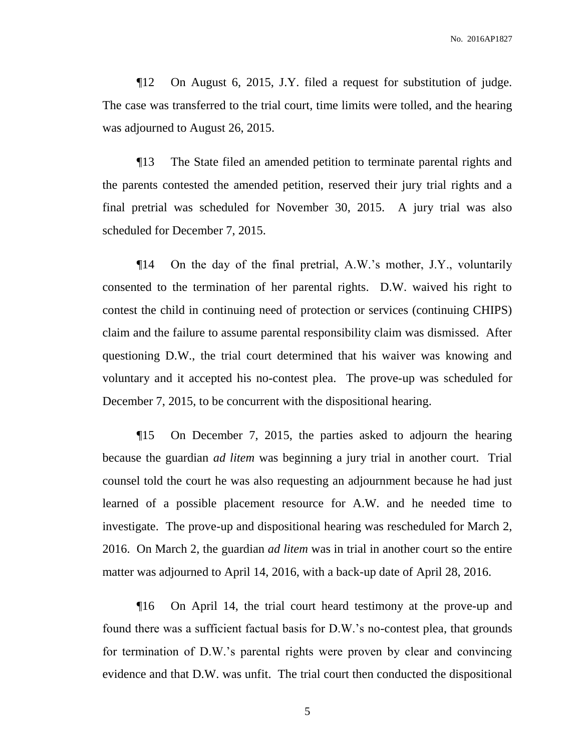¶12 On August 6, 2015, J.Y. filed a request for substitution of judge. The case was transferred to the trial court, time limits were tolled, and the hearing was adjourned to August 26, 2015.

¶13 The State filed an amended petition to terminate parental rights and the parents contested the amended petition, reserved their jury trial rights and a final pretrial was scheduled for November 30, 2015. A jury trial was also scheduled for December 7, 2015.

¶14 On the day of the final pretrial, A.W.'s mother, J.Y., voluntarily consented to the termination of her parental rights. D.W. waived his right to contest the child in continuing need of protection or services (continuing CHIPS) claim and the failure to assume parental responsibility claim was dismissed. After questioning D.W., the trial court determined that his waiver was knowing and voluntary and it accepted his no-contest plea. The prove-up was scheduled for December 7, 2015, to be concurrent with the dispositional hearing.

¶15 On December 7, 2015, the parties asked to adjourn the hearing because the guardian *ad litem* was beginning a jury trial in another court. Trial counsel told the court he was also requesting an adjournment because he had just learned of a possible placement resource for A.W. and he needed time to investigate. The prove-up and dispositional hearing was rescheduled for March 2, 2016. On March 2, the guardian *ad litem* was in trial in another court so the entire matter was adjourned to April 14, 2016, with a back-up date of April 28, 2016.

¶16 On April 14, the trial court heard testimony at the prove-up and found there was a sufficient factual basis for D.W.'s no-contest plea, that grounds for termination of D.W.'s parental rights were proven by clear and convincing evidence and that D.W. was unfit. The trial court then conducted the dispositional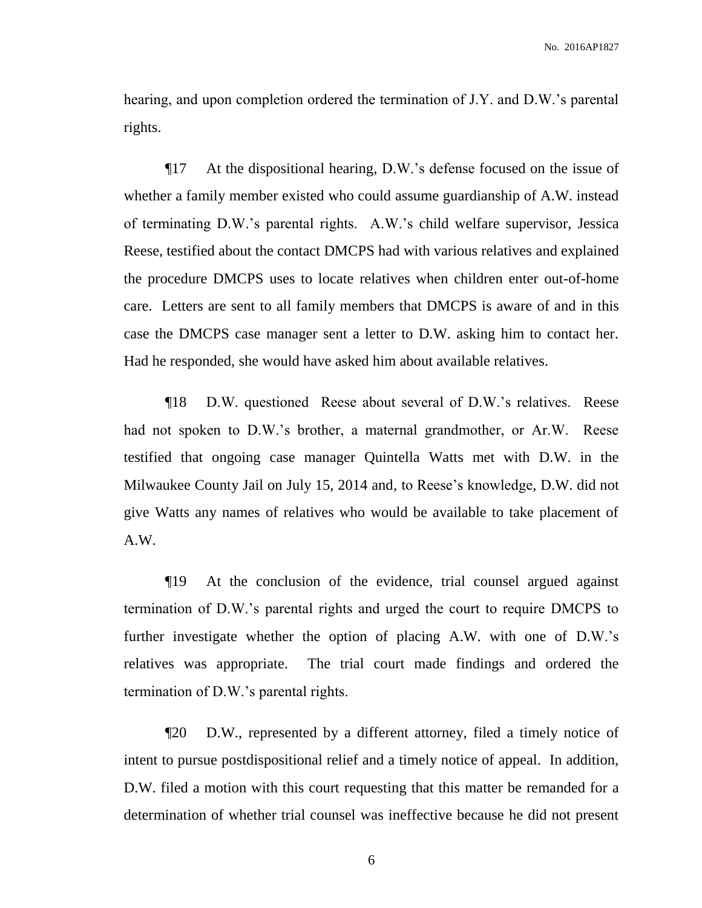hearing, and upon completion ordered the termination of J.Y. and D.W.'s parental rights.

¶17 At the dispositional hearing, D.W.'s defense focused on the issue of whether a family member existed who could assume guardianship of A.W. instead of terminating D.W.'s parental rights. A.W.'s child welfare supervisor, Jessica Reese, testified about the contact DMCPS had with various relatives and explained the procedure DMCPS uses to locate relatives when children enter out-of-home care. Letters are sent to all family members that DMCPS is aware of and in this case the DMCPS case manager sent a letter to D.W. asking him to contact her. Had he responded, she would have asked him about available relatives.

¶18 D.W. questioned Reese about several of D.W.'s relatives. Reese had not spoken to D.W.'s brother, a maternal grandmother, or Ar.W. Reese testified that ongoing case manager Quintella Watts met with D.W. in the Milwaukee County Jail on July 15, 2014 and, to Reese's knowledge, D.W. did not give Watts any names of relatives who would be available to take placement of A.W.

¶19 At the conclusion of the evidence, trial counsel argued against termination of D.W.'s parental rights and urged the court to require DMCPS to further investigate whether the option of placing A.W. with one of D.W.'s relatives was appropriate. The trial court made findings and ordered the termination of D.W.'s parental rights.

¶20 D.W., represented by a different attorney, filed a timely notice of intent to pursue postdispositional relief and a timely notice of appeal. In addition, D.W. filed a motion with this court requesting that this matter be remanded for a determination of whether trial counsel was ineffective because he did not present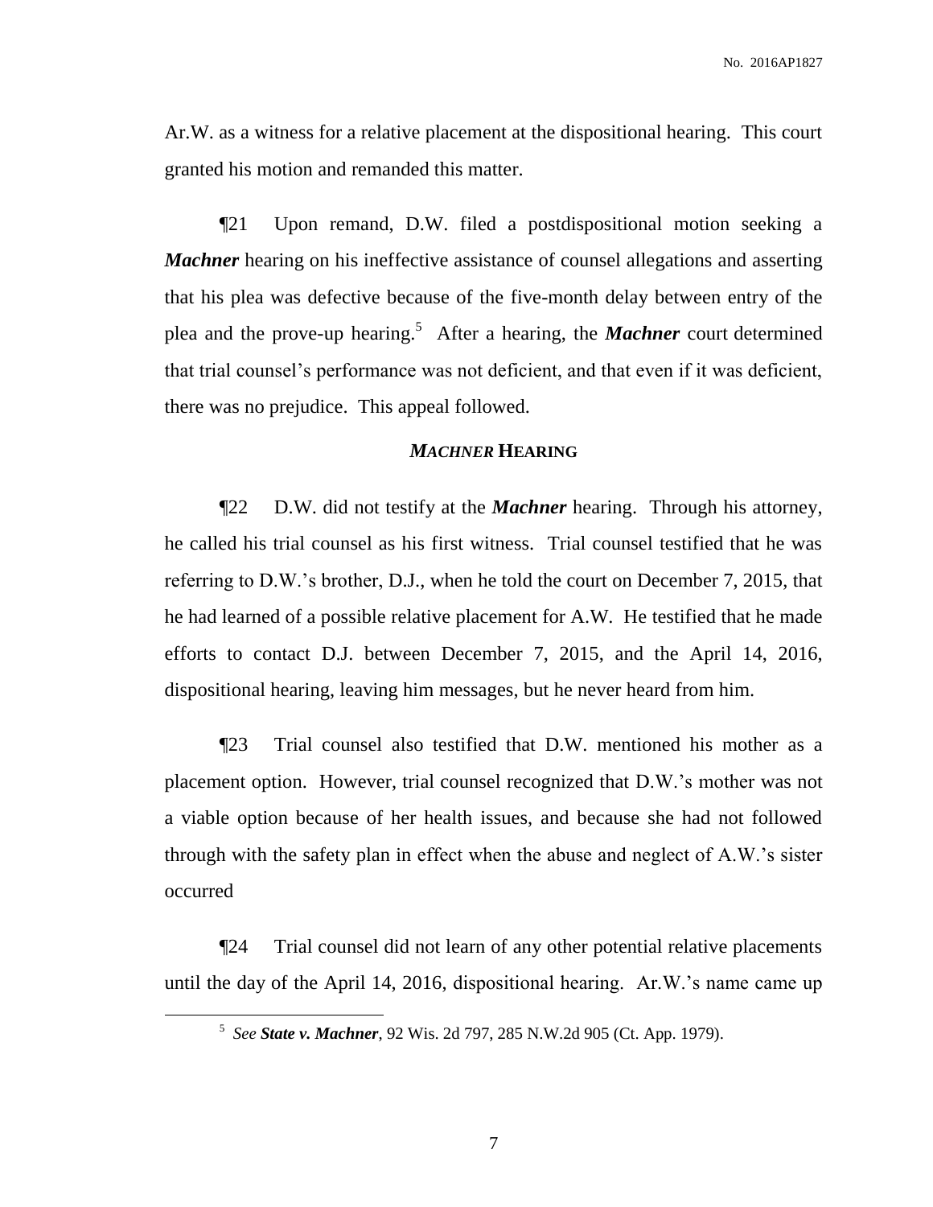Ar.W. as a witness for a relative placement at the dispositional hearing. This court granted his motion and remanded this matter.

¶21 Upon remand, D.W. filed a postdispositional motion seeking a ***Machner*** hearing on his ineffective assistance of counsel allegations and asserting that his plea was defective because of the five-month delay between entry of the plea and the prove-up hearing.[5] After a hearing, the ***Machner*** court determined that trial counsel's performance was not deficient, and that even if it was deficient, there was no prejudice. This appeal followed.

## ***MACHNER*** **HEARING**

¶22 D.W. did not testify at the ***Machner*** hearing. Through his attorney, he called his trial counsel as his first witness. Trial counsel testified that he was referring to D.W.'s brother, D.J., when he told the court on December 7, 2015, that he had learned of a possible relative placement for A.W. He testified that he made efforts to contact D.J. between December 7, 2015, and the April 14, 2016, dispositional hearing, leaving him messages, but he never heard from him.

¶23 Trial counsel also testified that D.W. mentioned his mother as a placement option. However, trial counsel recognized that D.W.'s mother was not a viable option because of her health issues, and because she had not followed through with the safety plan in effect when the abuse and neglect of A.W.'s sister occurred

¶24 Trial counsel did not learn of any other potential relative placements until the day of the April 14, 2016, dispositional hearing. Ar.W.'s name came up

---

[5] *See* ***State v. Machner***, 92 Wis. 2d 797, 285 N.W.2d 905 (Ct. App. 1979).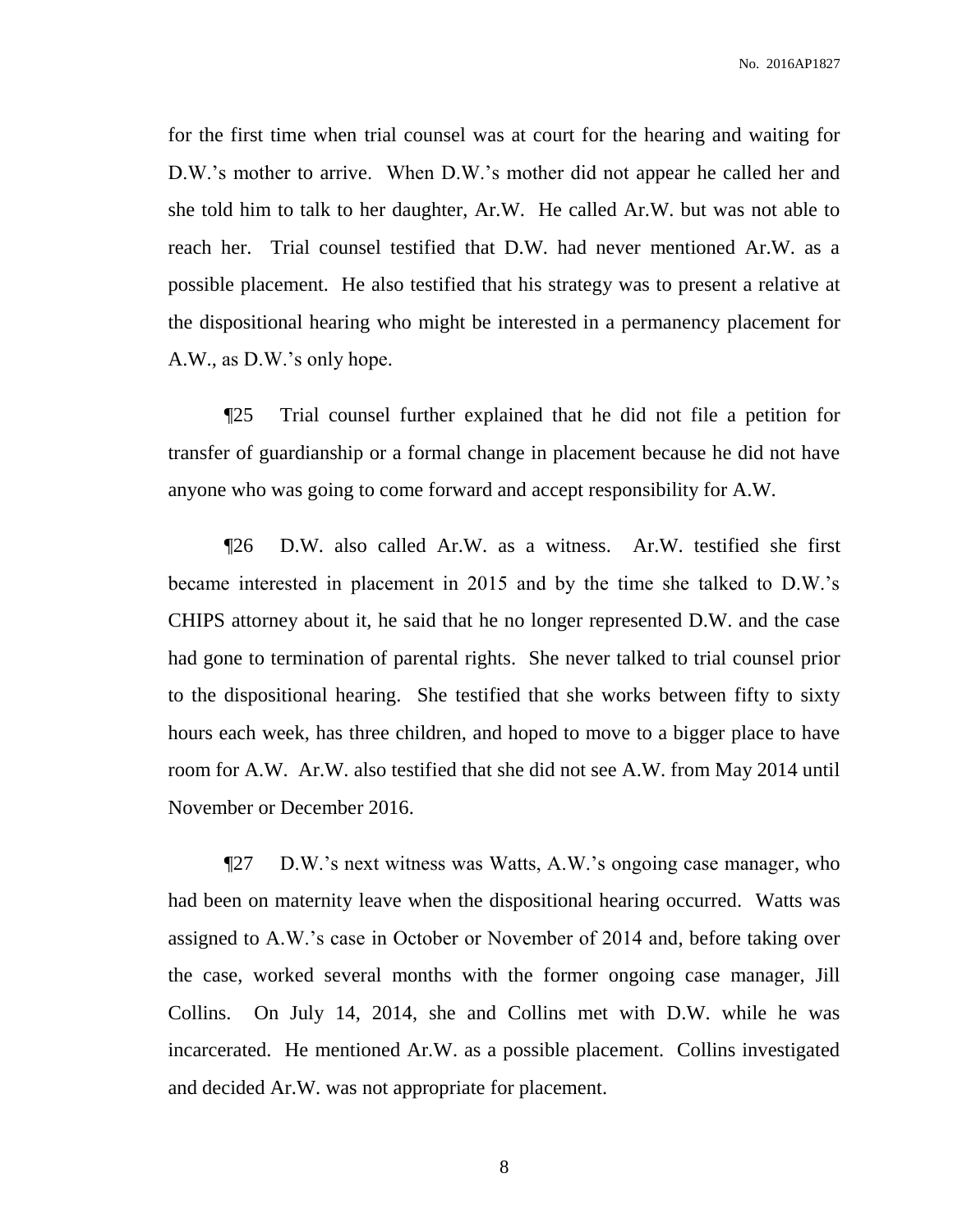for the first time when trial counsel was at court for the hearing and waiting for D.W.'s mother to arrive. When D.W.'s mother did not appear he called her and she told him to talk to her daughter, Ar.W. He called Ar.W. but was not able to reach her. Trial counsel testified that D.W. had never mentioned Ar.W. as a possible placement. He also testified that his strategy was to present a relative at the dispositional hearing who might be interested in a permanency placement for A.W., as D.W.'s only hope.

¶25 Trial counsel further explained that he did not file a petition for transfer of guardianship or a formal change in placement because he did not have anyone who was going to come forward and accept responsibility for A.W.

¶26 D.W. also called Ar.W. as a witness. Ar.W. testified she first became interested in placement in 2015 and by the time she talked to D.W.'s CHIPS attorney about it, he said that he no longer represented D.W. and the case had gone to termination of parental rights. She never talked to trial counsel prior to the dispositional hearing. She testified that she works between fifty to sixty hours each week, has three children, and hoped to move to a bigger place to have room for A.W. Ar.W. also testified that she did not see A.W. from May 2014 until November or December 2016.

¶27 D.W.'s next witness was Watts, A.W.'s ongoing case manager, who had been on maternity leave when the dispositional hearing occurred. Watts was assigned to A.W.'s case in October or November of 2014 and, before taking over the case, worked several months with the former ongoing case manager, Jill Collins. On July 14, 2014, she and Collins met with D.W. while he was incarcerated. He mentioned Ar.W. as a possible placement. Collins investigated and decided Ar.W. was not appropriate for placement.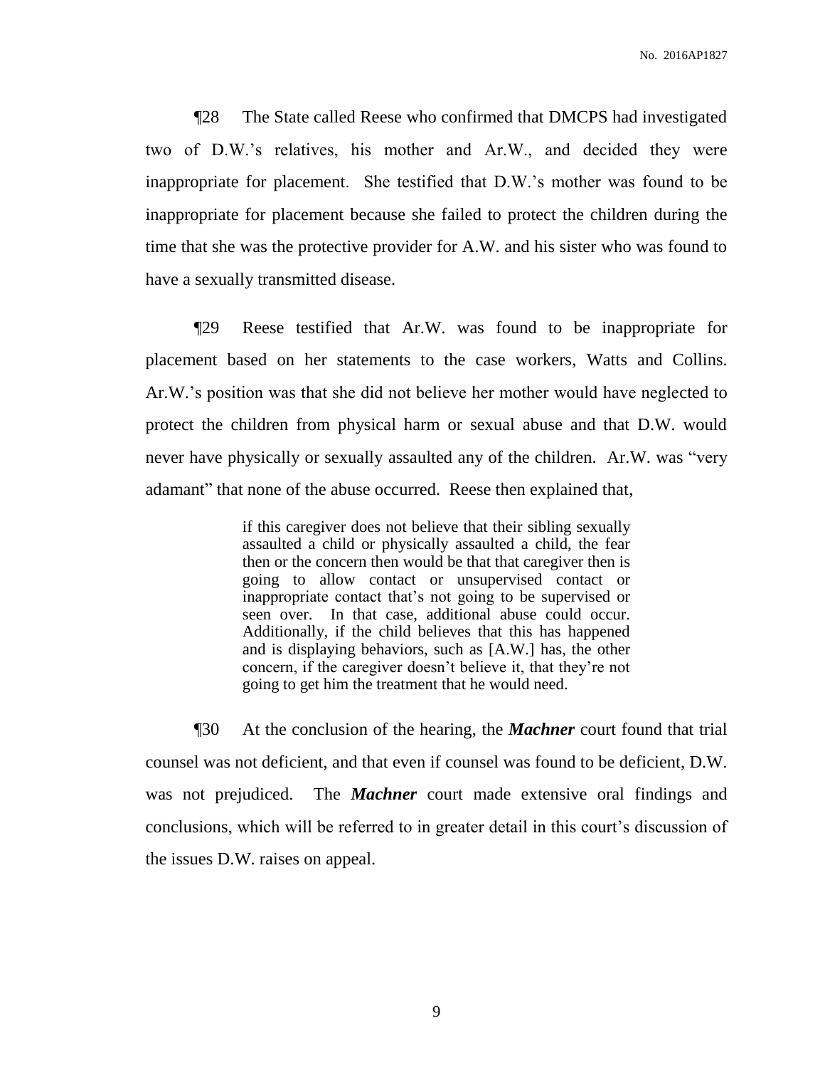¶28 The State called Reese who confirmed that DMCPS had investigated two of D.W.'s relatives, his mother and Ar.W., and decided they were inappropriate for placement. She testified that D.W.'s mother was found to be inappropriate for placement because she failed to protect the children during the time that she was the protective provider for A.W. and his sister who was found to have a sexually transmitted disease.

¶29 Reese testified that Ar.W. was found to be inappropriate for placement based on her statements to the case workers, Watts and Collins. Ar.W.'s position was that she did not believe her mother would have neglected to protect the children from physical harm or sexual abuse and that D.W. would never have physically or sexually assaulted any of the children. Ar.W. was "very adamant" that none of the abuse occurred. Reese then explained that,

> if this caregiver does not believe that their sibling sexually assaulted a child or physically assaulted a child, the fear then or the concern then would be that that caregiver then is going to allow contact or unsupervised contact or inappropriate contact that's not going to be supervised or seen over. In that case, additional abuse could occur. Additionally, if the child believes that this has happened and is displaying behaviors, such as [A.W.] has, the other concern, if the caregiver doesn't believe it, that they're not going to get him the treatment that he would need.

¶30 At the conclusion of the hearing, the ***Machner*** court found that trial counsel was not deficient, and that even if counsel was found to be deficient, D.W. was not prejudiced. The ***Machner*** court made extensive oral findings and conclusions, which will be referred to in greater detail in this court's discussion of the issues D.W. raises on appeal.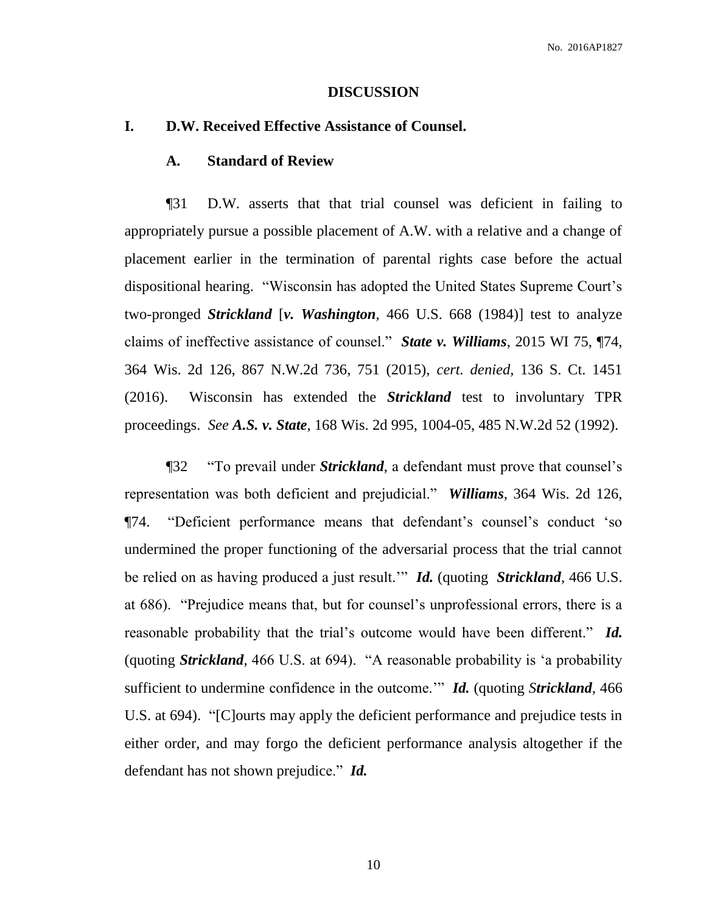## DISCUSSION

### I. D.W. Received Effective Assistance of Counsel.

#### A. Standard of Review

¶31 D.W. asserts that that trial counsel was deficient in failing to appropriately pursue a possible placement of A.W. with a relative and a change of placement earlier in the termination of parental rights case before the actual dispositional hearing. "Wisconsin has adopted the United States Supreme Court's two-pronged ***Strickland*** [***v. Washington***, 466 U.S. 668 (1984)] test to analyze claims of ineffective assistance of counsel." ***State v. Williams***, 2015 WI 75, ¶74, 364 Wis. 2d 126, 867 N.W.2d 736, 751 (2015), *cert. denied*, 136 S. Ct. 1451 (2016). Wisconsin has extended the ***Strickland*** test to involuntary TPR proceedings. *See* ***A.S. v. State***, 168 Wis. 2d 995, 1004-05, 485 N.W.2d 52 (1992).

¶32 "To prevail under ***Strickland***, a defendant must prove that counsel's representation was both deficient and prejudicial." ***Williams***, 364 Wis. 2d 126, ¶74. "Deficient performance means that defendant's counsel's conduct 'so undermined the proper functioning of the adversarial process that the trial cannot be relied on as having produced a just result.'" ***Id.*** (quoting ***Strickland***, 466 U.S. at 686). "Prejudice means that, but for counsel's unprofessional errors, there is a reasonable probability that the trial's outcome would have been different." ***Id.*** (quoting ***Strickland***, 466 U.S. at 694). "A reasonable probability is 'a probability sufficient to undermine confidence in the outcome.'" ***Id.*** (quoting ***Strickland***, 466 U.S. at 694). "[C]ourts may apply the deficient performance and prejudice tests in either order, and may forgo the deficient performance analysis altogether if the defendant has not shown prejudice." ***Id.***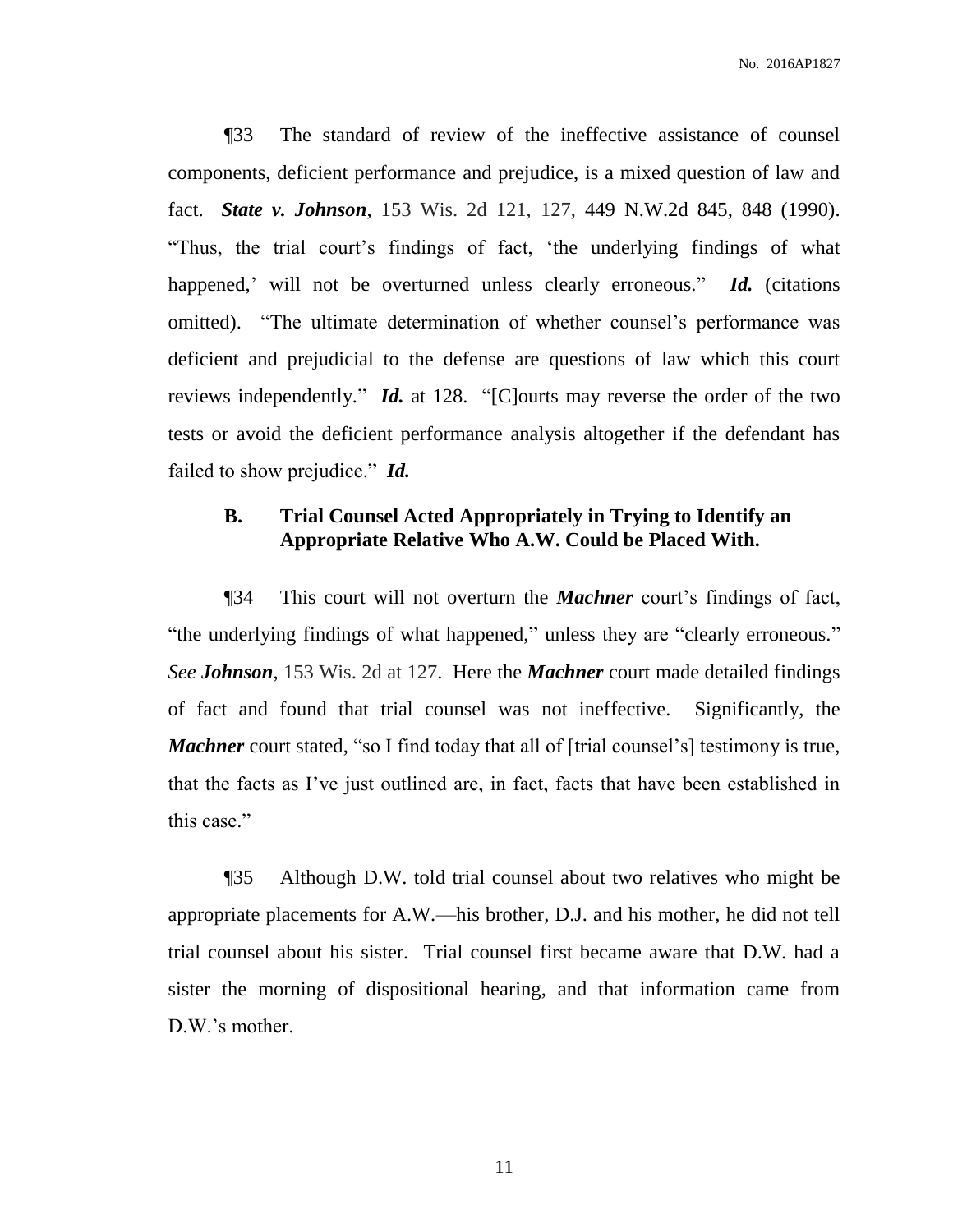¶33 The standard of review of the ineffective assistance of counsel components, deficient performance and prejudice, is a mixed question of law and fact. ***State v. Johnson***, 153 Wis. 2d 121, 127, 449 N.W.2d 845, 848 (1990). "Thus, the trial court's findings of fact, 'the underlying findings of what happened,' will not be overturned unless clearly erroneous." ***Id.*** (citations omitted). "The ultimate determination of whether counsel's performance was deficient and prejudicial to the defense are questions of law which this court reviews independently." ***Id.*** at 128. "[C]ourts may reverse the order of the two tests or avoid the deficient performance analysis altogether if the defendant has failed to show prejudice." ***Id.***

### B. Trial Counsel Acted Appropriately in Trying to Identify an Appropriate Relative Who A.W. Could be Placed With.

¶34 This court will not overturn the ***Machner*** court's findings of fact, "the underlying findings of what happened," unless they are "clearly erroneous." *See **Johnson***, 153 Wis. 2d at 127. Here the ***Machner*** court made detailed findings of fact and found that trial counsel was not ineffective. Significantly, the ***Machner*** court stated, "so I find today that all of [trial counsel's] testimony is true, that the facts as I've just outlined are, in fact, facts that have been established in this case."

¶35 Although D.W. told trial counsel about two relatives who might be appropriate placements for A.W.—his brother, D.J. and his mother, he did not tell trial counsel about his sister. Trial counsel first became aware that D.W. had a sister the morning of dispositional hearing, and that information came from D.W.'s mother.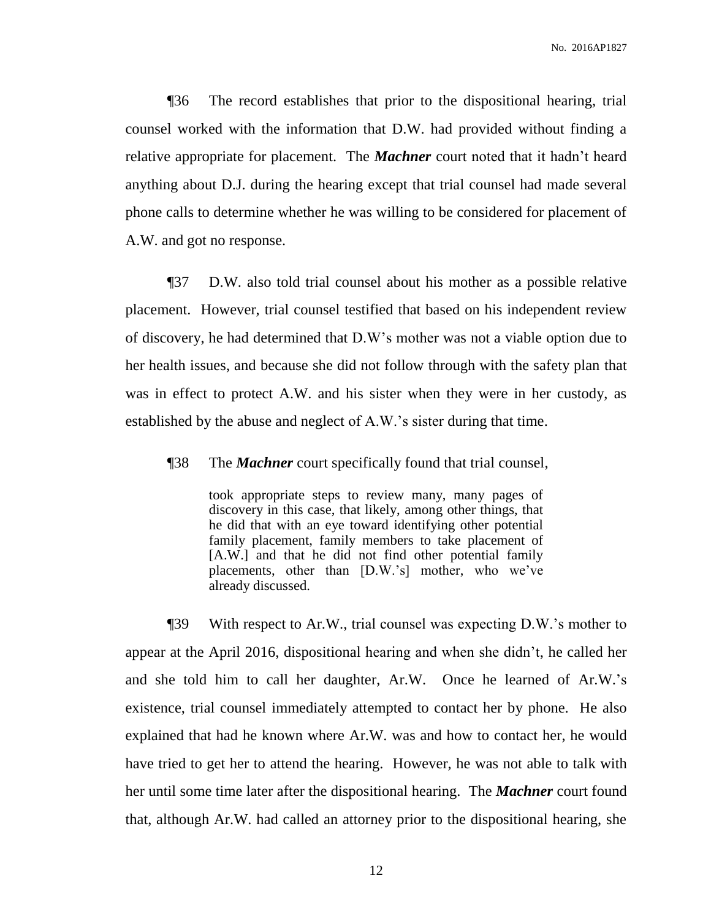¶36 The record establishes that prior to the dispositional hearing, trial counsel worked with the information that D.W. had provided without finding a relative appropriate for placement. The ***Machner*** court noted that it hadn't heard anything about D.J. during the hearing except that trial counsel had made several phone calls to determine whether he was willing to be considered for placement of A.W. and got no response.

¶37 D.W. also told trial counsel about his mother as a possible relative placement. However, trial counsel testified that based on his independent review of discovery, he had determined that D.W's mother was not a viable option due to her health issues, and because she did not follow through with the safety plan that was in effect to protect A.W. and his sister when they were in her custody, as established by the abuse and neglect of A.W.'s sister during that time.

¶38 The ***Machner*** court specifically found that trial counsel,

> took appropriate steps to review many, many pages of discovery in this case, that likely, among other things, that he did that with an eye toward identifying other potential family placement, family members to take placement of [A.W.] and that he did not find other potential family placements, other than [D.W.'s] mother, who we've already discussed.

¶39 With respect to Ar.W., trial counsel was expecting D.W.'s mother to appear at the April 2016, dispositional hearing and when she didn't, he called her and she told him to call her daughter, Ar.W. Once he learned of Ar.W.'s existence, trial counsel immediately attempted to contact her by phone. He also explained that had he known where Ar.W. was and how to contact her, he would have tried to get her to attend the hearing. However, he was not able to talk with her until some time later after the dispositional hearing. The ***Machner*** court found that, although Ar.W. had called an attorney prior to the dispositional hearing, she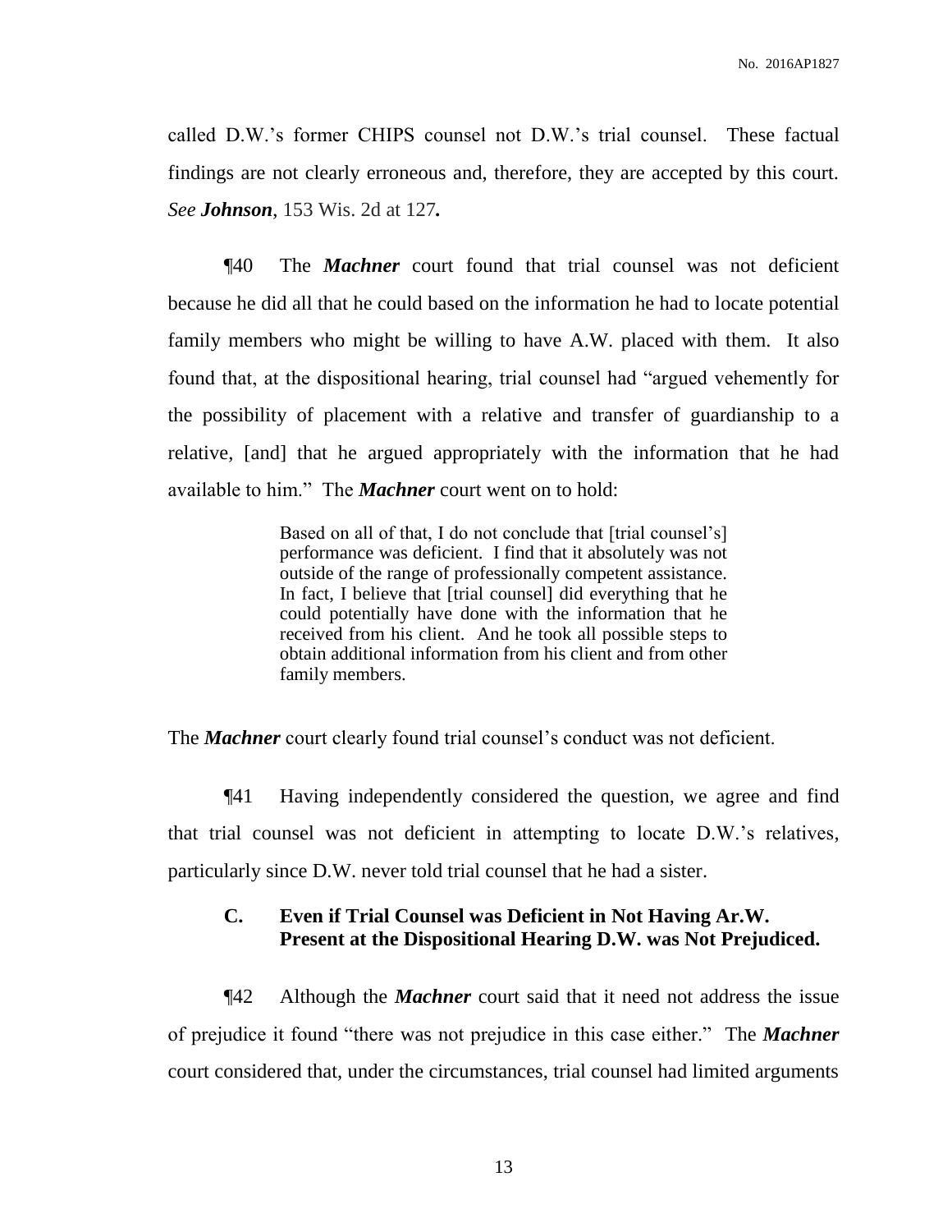called D.W.'s former CHIPS counsel not D.W.'s trial counsel. These factual findings are not clearly erroneous and, therefore, they are accepted by this court. *See* ***Johnson***, 153 Wis. 2d at 127**.**

¶40 The ***Machner*** court found that trial counsel was not deficient because he did all that he could based on the information he had to locate potential family members who might be willing to have A.W. placed with them. It also found that, at the dispositional hearing, trial counsel had "argued vehemently for the possibility of placement with a relative and transfer of guardianship to a relative, [and] that he argued appropriately with the information that he had available to him." The ***Machner*** court went on to hold:

> Based on all of that, I do not conclude that [trial counsel's] performance was deficient. I find that it absolutely was not outside of the range of professionally competent assistance. In fact, I believe that [trial counsel] did everything that he could potentially have done with the information that he received from his client. And he took all possible steps to obtain additional information from his client and from other family members.

The ***Machner*** court clearly found trial counsel's conduct was not deficient.

¶41 Having independently considered the question, we agree and find that trial counsel was not deficient in attempting to locate D.W.'s relatives, particularly since D.W. never told trial counsel that he had a sister.

### C. Even if Trial Counsel was Deficient in Not Having Ar.W. Present at the Dispositional Hearing D.W. was Not Prejudiced.

¶42 Although the ***Machner*** court said that it need not address the issue of prejudice it found "there was not prejudice in this case either." The ***Machner*** court considered that, under the circumstances, trial counsel had limited arguments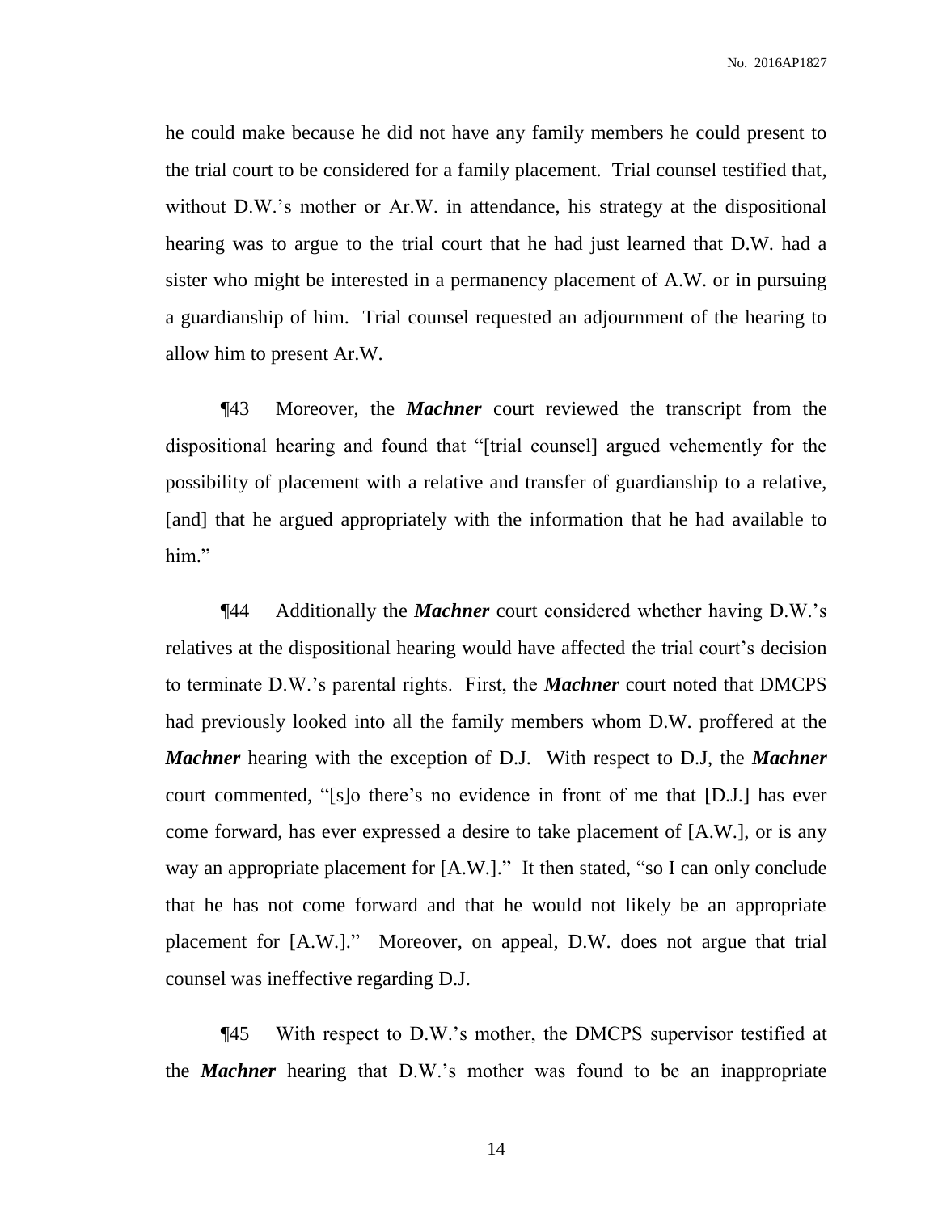he could make because he did not have any family members he could present to the trial court to be considered for a family placement. Trial counsel testified that, without D.W.'s mother or Ar.W. in attendance, his strategy at the dispositional hearing was to argue to the trial court that he had just learned that D.W. had a sister who might be interested in a permanency placement of A.W. or in pursuing a guardianship of him. Trial counsel requested an adjournment of the hearing to allow him to present Ar.W.

¶43 Moreover, the ***Machner*** court reviewed the transcript from the dispositional hearing and found that "[trial counsel] argued vehemently for the possibility of placement with a relative and transfer of guardianship to a relative, [and] that he argued appropriately with the information that he had available to him."

¶44 Additionally the ***Machner*** court considered whether having D.W.'s relatives at the dispositional hearing would have affected the trial court's decision to terminate D.W.'s parental rights. First, the ***Machner*** court noted that DMCPS had previously looked into all the family members whom D.W. proffered at the ***Machner*** hearing with the exception of D.J. With respect to D.J, the ***Machner*** court commented, "[s]o there's no evidence in front of me that [D.J.] has ever come forward, has ever expressed a desire to take placement of [A.W.], or is any way an appropriate placement for [A.W.]." It then stated, "so I can only conclude that he has not come forward and that he would not likely be an appropriate placement for [A.W.]." Moreover, on appeal, D.W. does not argue that trial counsel was ineffective regarding D.J.

¶45 With respect to D.W.'s mother, the DMCPS supervisor testified at the ***Machner*** hearing that D.W.'s mother was found to be an inappropriate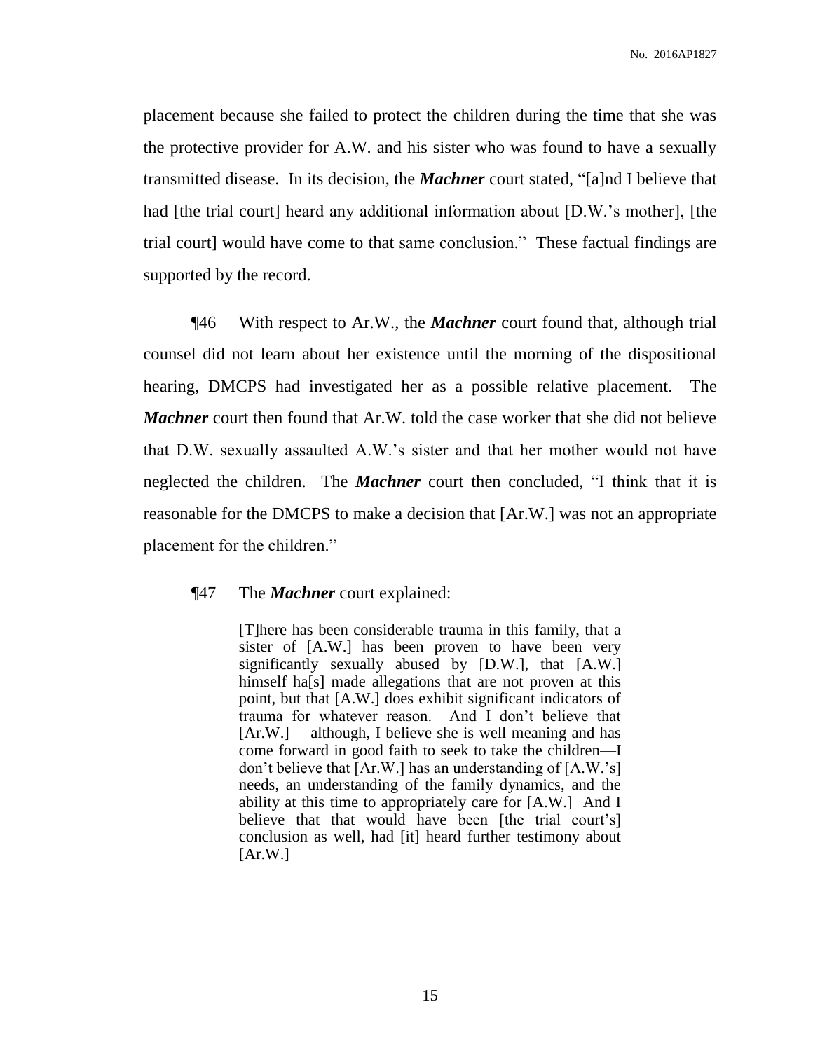placement because she failed to protect the children during the time that she was the protective provider for A.W. and his sister who was found to have a sexually transmitted disease. In its decision, the ***Machner*** court stated, "[a]nd I believe that had [the trial court] heard any additional information about [D.W.'s mother], [the trial court] would have come to that same conclusion." These factual findings are supported by the record.

¶46 With respect to Ar.W., the ***Machner*** court found that, although trial counsel did not learn about her existence until the morning of the dispositional hearing, DMCPS had investigated her as a possible relative placement. The ***Machner*** court then found that Ar.W. told the case worker that she did not believe that D.W. sexually assaulted A.W.'s sister and that her mother would not have neglected the children. The ***Machner*** court then concluded, "I think that it is reasonable for the DMCPS to make a decision that [Ar.W.] was not an appropriate placement for the children."

¶47 The ***Machner*** court explained:

> [T]here has been considerable trauma in this family, that a sister of [A.W.] has been proven to have been very significantly sexually abused by [D.W.], that [A.W.] himself ha[s] made allegations that are not proven at this point, but that [A.W.] does exhibit significant indicators of trauma for whatever reason. And I don't believe that [Ar.W.]— although, I believe she is well meaning and has come forward in good faith to seek to take the children—I don't believe that [Ar.W.] has an understanding of [A.W.'s] needs, an understanding of the family dynamics, and the ability at this time to appropriately care for [A.W.] And I believe that that would have been [the trial court's] conclusion as well, had [it] heard further testimony about [Ar.W.]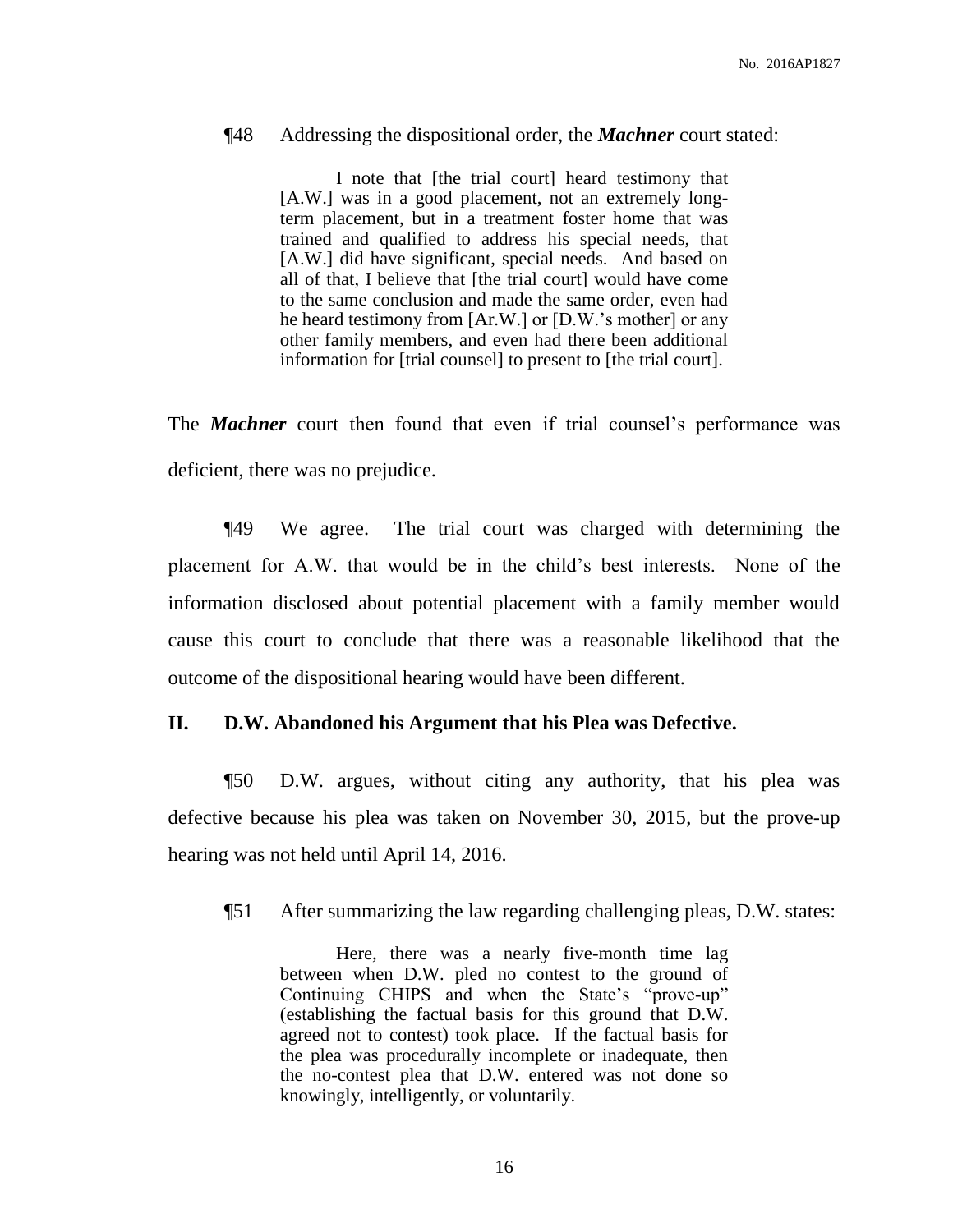¶48 Addressing the dispositional order, the ***Machner*** court stated:

> I note that [the trial court] heard testimony that [A.W.] was in a good placement, not an extremely long-term placement, but in a treatment foster home that was trained and qualified to address his special needs, that [A.W.] did have significant, special needs. And based on all of that, I believe that [the trial court] would have come to the same conclusion and made the same order, even had he heard testimony from [Ar.W.] or [D.W.'s mother] or any other family members, and even had there been additional information for [trial counsel] to present to [the trial court].

The ***Machner*** court then found that even if trial counsel's performance was deficient, there was no prejudice.

¶49 We agree. The trial court was charged with determining the placement for A.W. that would be in the child's best interests. None of the information disclosed about potential placement with a family member would cause this court to conclude that there was a reasonable likelihood that the outcome of the dispositional hearing would have been different.

## II. D.W. Abandoned his Argument that his Plea was Defective.

¶50 D.W. argues, without citing any authority, that his plea was defective because his plea was taken on November 30, 2015, but the prove-up hearing was not held until April 14, 2016.

¶51 After summarizing the law regarding challenging pleas, D.W. states:

> Here, there was a nearly five-month time lag between when D.W. pled no contest to the ground of Continuing CHIPS and when the State's "prove-up" (establishing the factual basis for this ground that D.W. agreed not to contest) took place. If the factual basis for the plea was procedurally incomplete or inadequate, then the no-contest plea that D.W. entered was not done so knowingly, intelligently, or voluntarily.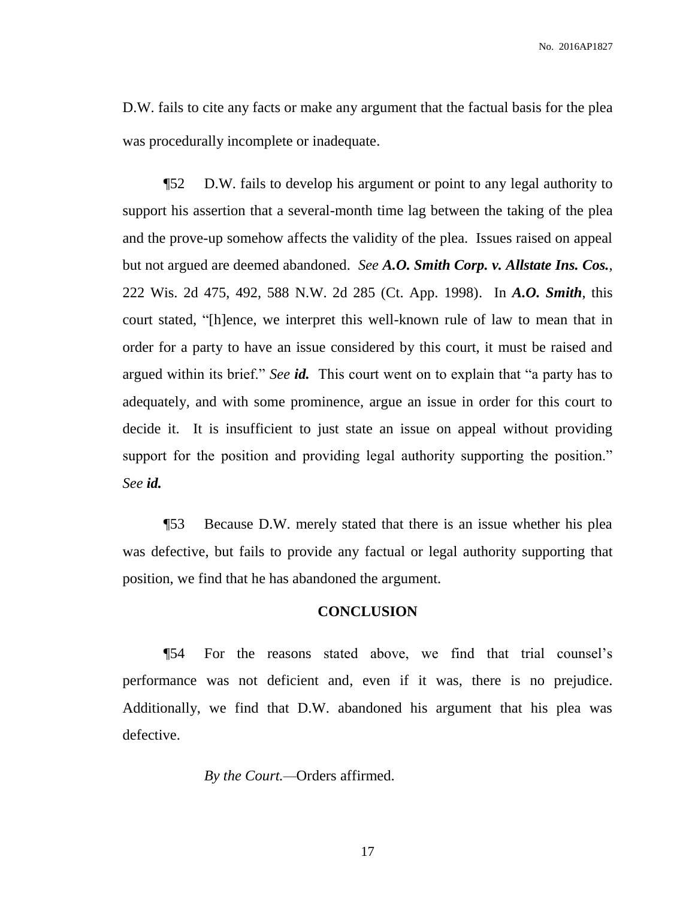D.W. fails to cite any facts or make any argument that the factual basis for the plea was procedurally incomplete or inadequate.

¶52 D.W. fails to develop his argument or point to any legal authority to support his assertion that a several-month time lag between the taking of the plea and the prove-up somehow affects the validity of the plea. Issues raised on appeal but not argued are deemed abandoned. *See* ***A.O. Smith Corp. v. Allstate Ins. Cos.***, 222 Wis. 2d 475, 492, 588 N.W. 2d 285 (Ct. App. 1998). In ***A.O. Smith***, this court stated, "[h]ence, we interpret this well-known rule of law to mean that in order for a party to have an issue considered by this court, it must be raised and argued within its brief." *See* ***id.*** This court went on to explain that "a party has to adequately, and with some prominence, argue an issue in order for this court to decide it. It is insufficient to just state an issue on appeal without providing support for the position and providing legal authority supporting the position." *See* ***id.***

¶53 Because D.W. merely stated that there is an issue whether his plea was defective, but fails to provide any factual or legal authority supporting that position, we find that he has abandoned the argument.

## CONCLUSION

¶54 For the reasons stated above, we find that trial counsel's performance was not deficient and, even if it was, there is no prejudice. Additionally, we find that D.W. abandoned his argument that his plea was defective.

*By the Court.*—Orders affirmed.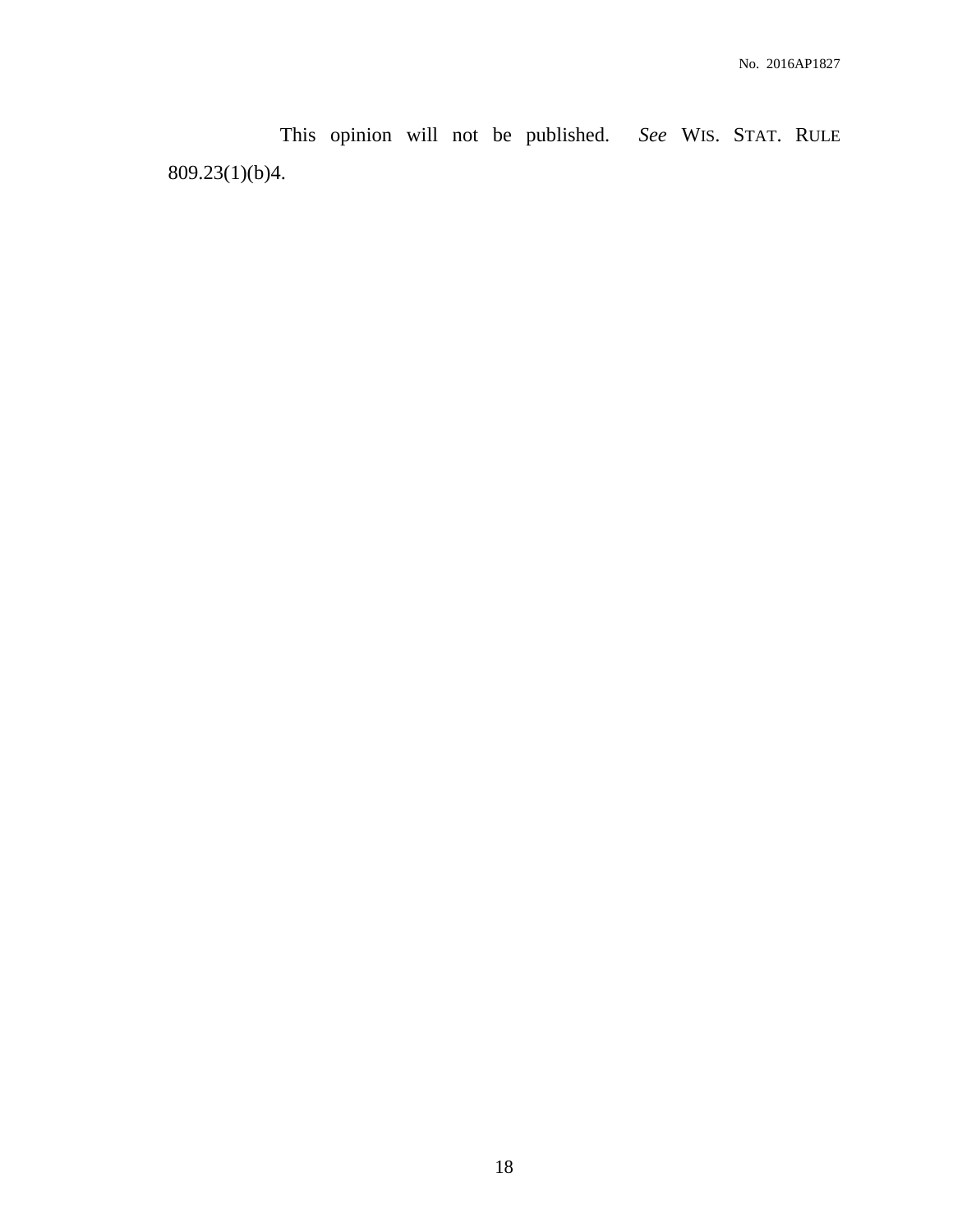This opinion will not be published. *See* WIS. STAT. RULE 809.23(1)(b)4.